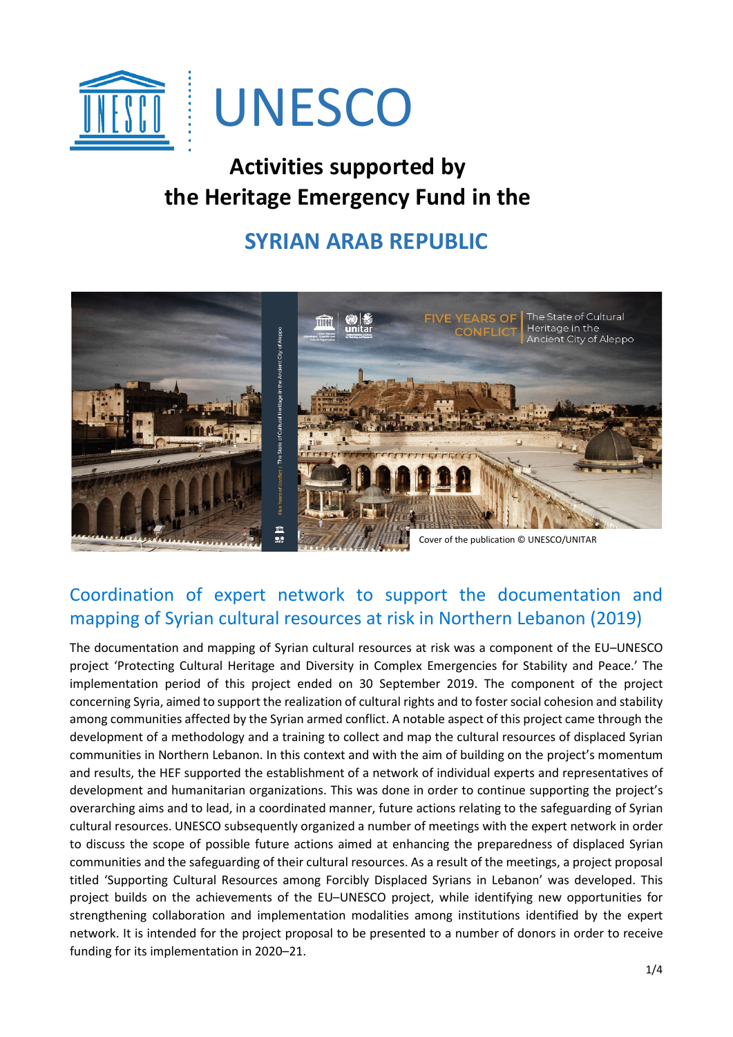UNESCO

# Activities supported by the Heritage Emergency Fund in the

# SYRIAN ARAB REPUBLIC

Cover of the publication © UNESCO/UNITAR

## Coordination of expert network to support the documentation and mapping of Syrian cultural resources at risk in Northern Lebanon (2019)

The documentation and mapping of Syrian cultural resources at risk was a component of the EU–UNESCO project 'Protecting Cultural Heritage and Diversity in Complex Emergencies for Stability and Peace.' The implementation period of this project ended on 30 September 2019. The component of the project concerning Syria, aimed to support the realization of cultural rights and to foster social cohesion and stability among communities affected by the Syrian armed conflict. A notable aspect of this project came through the development of a methodology and a training to collect and map the cultural resources of displaced Syrian communities in Northern Lebanon. In this context and with the aim of building on the project's momentum and results, the HEF supported the establishment of a network of individual experts and representatives of development and humanitarian organizations. This was done in order to continue supporting the project's overarching aims and to lead, in a coordinated manner, future actions relating to the safeguarding of Syrian cultural resources. UNESCO subsequently organized a number of meetings with the expert network in order to discuss the scope of possible future actions aimed at enhancing the preparedness of displaced Syrian communities and the safeguarding of their cultural resources. As a result of the meetings, a project proposal titled 'Supporting Cultural Resources among Forcibly Displaced Syrians in Lebanon' was developed. This project builds on the achievements of the EU–UNESCO project, while identifying new opportunities for strengthening collaboration and implementation modalities among institutions identified by the expert network. It is intended for the project proposal to be presented to a number of donors in order to receive funding for its implementation in 2020–21.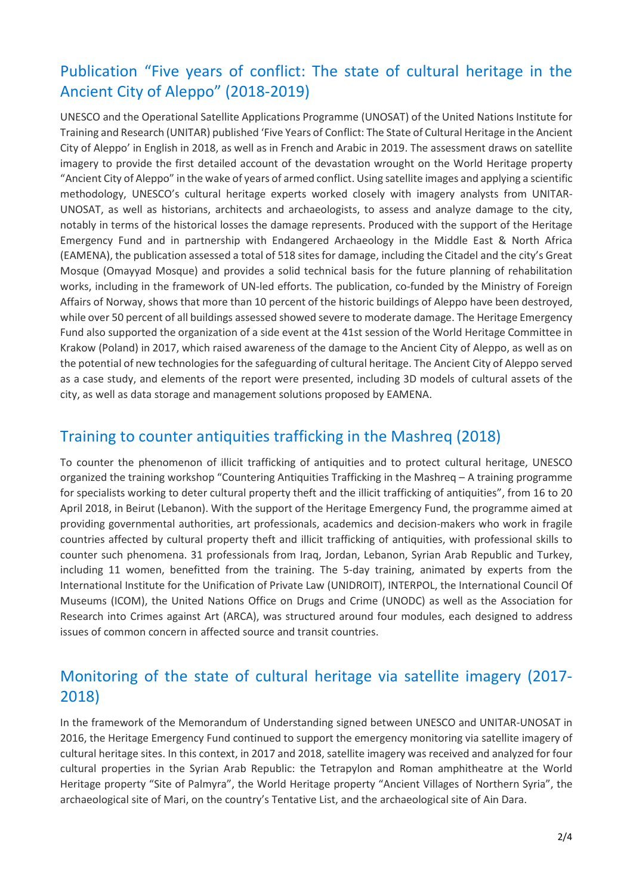## Publication “Five years of conflict: The state of cultural heritage in the Ancient City of Aleppo” (2018-2019)

UNESCO and the Operational Satellite Applications Programme (UNOSAT) of the United Nations Institute for Training and Research (UNITAR) published ‘Five Years of Conflict: The State of Cultural Heritage in the Ancient City of Aleppo’ in English in 2018, as well as in French and Arabic in 2019. The assessment draws on satellite imagery to provide the first detailed account of the devastation wrought on the World Heritage property “Ancient City of Aleppo” in the wake of years of armed conflict. Using satellite images and applying a scientific methodology, UNESCO’s cultural heritage experts worked closely with imagery analysts from UNITAR-UNOSAT, as well as historians, architects and archaeologists, to assess and analyze damage to the city, notably in terms of the historical losses the damage represents. Produced with the support of the Heritage Emergency Fund and in partnership with Endangered Archaeology in the Middle East & North Africa (EAMENA), the publication assessed a total of 518 sites for damage, including the Citadel and the city’s Great Mosque (Omayyad Mosque) and provides a solid technical basis for the future planning of rehabilitation works, including in the framework of UN-led efforts. The publication, co-funded by the Ministry of Foreign Affairs of Norway, shows that more than 10 percent of the historic buildings of Aleppo have been destroyed, while over 50 percent of all buildings assessed showed severe to moderate damage. The Heritage Emergency Fund also supported the organization of a side event at the 41st session of the World Heritage Committee in Krakow (Poland) in 2017, which raised awareness of the damage to the Ancient City of Aleppo, as well as on the potential of new technologies for the safeguarding of cultural heritage. The Ancient City of Aleppo served as a case study, and elements of the report were presented, including 3D models of cultural assets of the city, as well as data storage and management solutions proposed by EAMENA.

## Training to counter antiquities trafficking in the Mashreq (2018)

To counter the phenomenon of illicit trafficking of antiquities and to protect cultural heritage, UNESCO organized the training workshop “Countering Antiquities Trafficking in the Mashreq – A training programme for specialists working to deter cultural property theft and the illicit trafficking of antiquities”, from 16 to 20 April 2018, in Beirut (Lebanon). With the support of the Heritage Emergency Fund, the programme aimed at providing governmental authorities, art professionals, academics and decision-makers who work in fragile countries affected by cultural property theft and illicit trafficking of antiquities, with professional skills to counter such phenomena. 31 professionals from Iraq, Jordan, Lebanon, Syrian Arab Republic and Turkey, including 11 women, benefitted from the training. The 5-day training, animated by experts from the International Institute for the Unification of Private Law (UNIDROIT), INTERPOL, the International Council Of Museums (ICOM), the United Nations Office on Drugs and Crime (UNODC) as well as the Association for Research into Crimes against Art (ARCA), was structured around four modules, each designed to address issues of common concern in affected source and transit countries.

## Monitoring of the state of cultural heritage via satellite imagery (2017-2018)

In the framework of the Memorandum of Understanding signed between UNESCO and UNITAR-UNOSAT in 2016, the Heritage Emergency Fund continued to support the emergency monitoring via satellite imagery of cultural heritage sites. In this context, in 2017 and 2018, satellite imagery was received and analyzed for four cultural properties in the Syrian Arab Republic: the Tetrapylon and Roman amphitheatre at the World Heritage property “Site of Palmyra”, the World Heritage property “Ancient Villages of Northern Syria”, the archaeological site of Mari, on the country’s Tentative List, and the archaeological site of Ain Dara.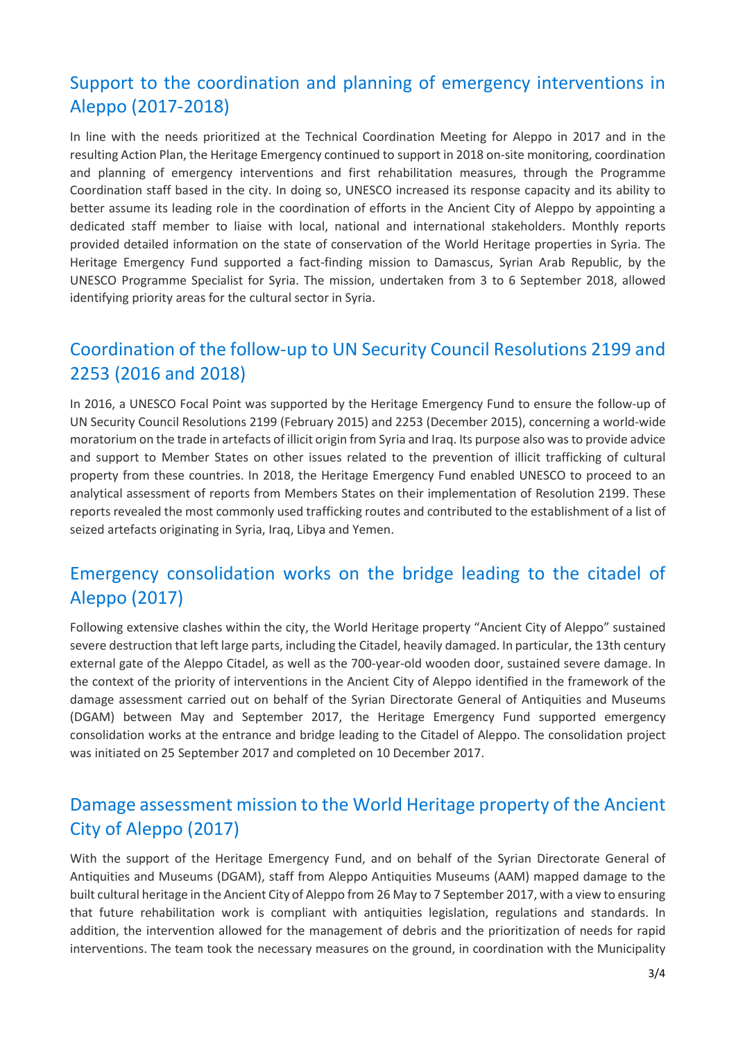## Support to the coordination and planning of emergency interventions in Aleppo (2017-2018)

In line with the needs prioritized at the Technical Coordination Meeting for Aleppo in 2017 and in the resulting Action Plan, the Heritage Emergency continued to support in 2018 on-site monitoring, coordination and planning of emergency interventions and first rehabilitation measures, through the Programme Coordination staff based in the city. In doing so, UNESCO increased its response capacity and its ability to better assume its leading role in the coordination of efforts in the Ancient City of Aleppo by appointing a dedicated staff member to liaise with local, national and international stakeholders. Monthly reports provided detailed information on the state of conservation of the World Heritage properties in Syria. The Heritage Emergency Fund supported a fact-finding mission to Damascus, Syrian Arab Republic, by the UNESCO Programme Specialist for Syria. The mission, undertaken from 3 to 6 September 2018, allowed identifying priority areas for the cultural sector in Syria.

## Coordination of the follow-up to UN Security Council Resolutions 2199 and 2253 (2016 and 2018)

In 2016, a UNESCO Focal Point was supported by the Heritage Emergency Fund to ensure the follow-up of UN Security Council Resolutions 2199 (February 2015) and 2253 (December 2015), concerning a world-wide moratorium on the trade in artefacts of illicit origin from Syria and Iraq. Its purpose also was to provide advice and support to Member States on other issues related to the prevention of illicit trafficking of cultural property from these countries. In 2018, the Heritage Emergency Fund enabled UNESCO to proceed to an analytical assessment of reports from Members States on their implementation of Resolution 2199. These reports revealed the most commonly used trafficking routes and contributed to the establishment of a list of seized artefacts originating in Syria, Iraq, Libya and Yemen.

## Emergency consolidation works on the bridge leading to the citadel of Aleppo (2017)

Following extensive clashes within the city, the World Heritage property "Ancient City of Aleppo" sustained severe destruction that left large parts, including the Citadel, heavily damaged. In particular, the 13th century external gate of the Aleppo Citadel, as well as the 700-year-old wooden door, sustained severe damage. In the context of the priority of interventions in the Ancient City of Aleppo identified in the framework of the damage assessment carried out on behalf of the Syrian Directorate General of Antiquities and Museums (DGAM) between May and September 2017, the Heritage Emergency Fund supported emergency consolidation works at the entrance and bridge leading to the Citadel of Aleppo. The consolidation project was initiated on 25 September 2017 and completed on 10 December 2017.

## Damage assessment mission to the World Heritage property of the Ancient City of Aleppo (2017)

With the support of the Heritage Emergency Fund, and on behalf of the Syrian Directorate General of Antiquities and Museums (DGAM), staff from Aleppo Antiquities Museums (AAM) mapped damage to the built cultural heritage in the Ancient City of Aleppo from 26 May to 7 September 2017, with a view to ensuring that future rehabilitation work is compliant with antiquities legislation, regulations and standards. In addition, the intervention allowed for the management of debris and the prioritization of needs for rapid interventions. The team took the necessary measures on the ground, in coordination with the Municipality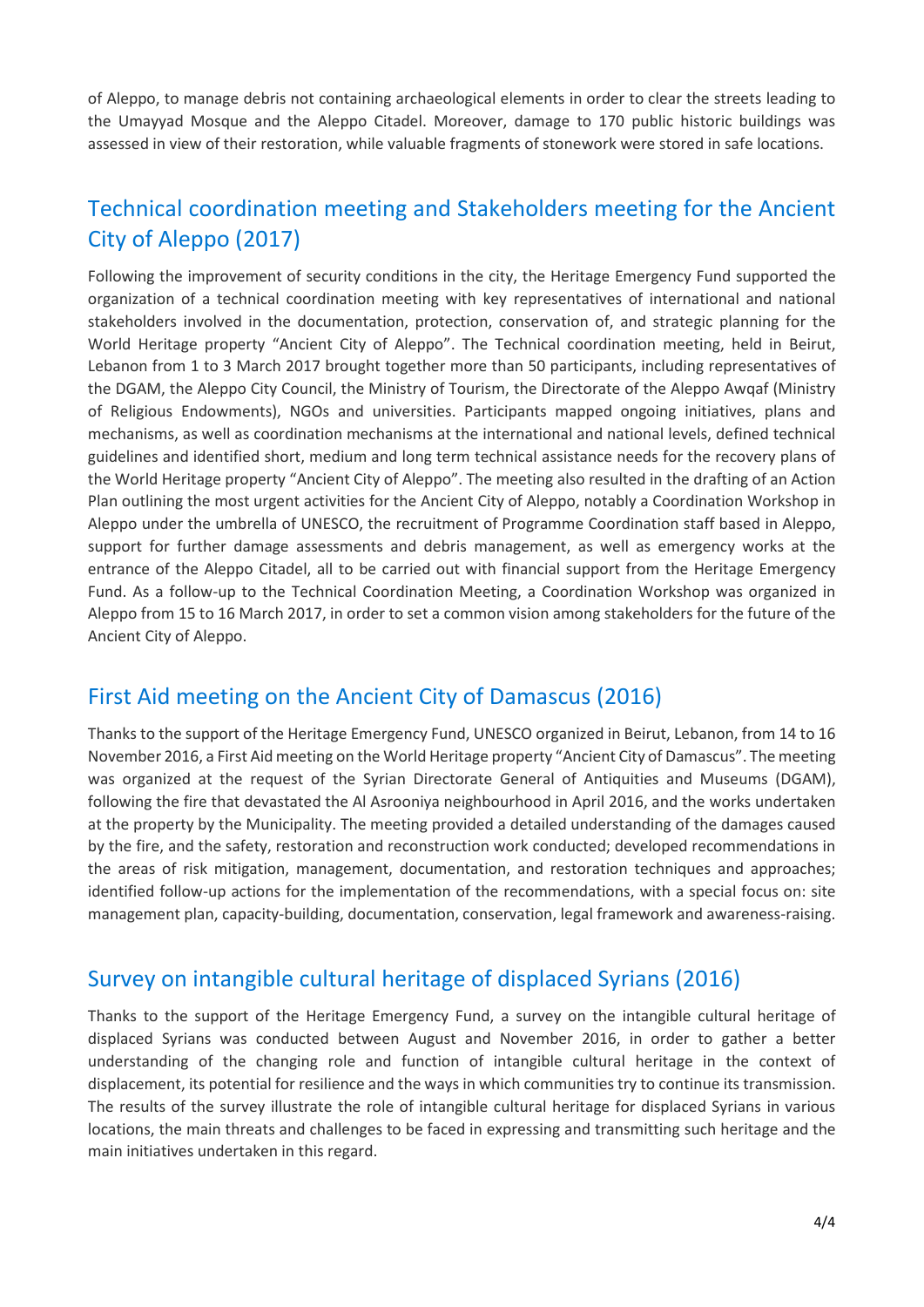of Aleppo, to manage debris not containing archaeological elements in order to clear the streets leading to the Umayyad Mosque and the Aleppo Citadel. Moreover, damage to 170 public historic buildings was assessed in view of their restoration, while valuable fragments of stonework were stored in safe locations.

## Technical coordination meeting and Stakeholders meeting for the Ancient City of Aleppo (2017)

Following the improvement of security conditions in the city, the Heritage Emergency Fund supported the organization of a technical coordination meeting with key representatives of international and national stakeholders involved in the documentation, protection, conservation of, and strategic planning for the World Heritage property "Ancient City of Aleppo". The Technical coordination meeting, held in Beirut, Lebanon from 1 to 3 March 2017 brought together more than 50 participants, including representatives of the DGAM, the Aleppo City Council, the Ministry of Tourism, the Directorate of the Aleppo Awqaf (Ministry of Religious Endowments), NGOs and universities. Participants mapped ongoing initiatives, plans and mechanisms, as well as coordination mechanisms at the international and national levels, defined technical guidelines and identified short, medium and long term technical assistance needs for the recovery plans of the World Heritage property "Ancient City of Aleppo". The meeting also resulted in the drafting of an Action Plan outlining the most urgent activities for the Ancient City of Aleppo, notably a Coordination Workshop in Aleppo under the umbrella of UNESCO, the recruitment of Programme Coordination staff based in Aleppo, support for further damage assessments and debris management, as well as emergency works at the entrance of the Aleppo Citadel, all to be carried out with financial support from the Heritage Emergency Fund. As a follow-up to the Technical Coordination Meeting, a Coordination Workshop was organized in Aleppo from 15 to 16 March 2017, in order to set a common vision among stakeholders for the future of the Ancient City of Aleppo.

## First Aid meeting on the Ancient City of Damascus (2016)

Thanks to the support of the Heritage Emergency Fund, UNESCO organized in Beirut, Lebanon, from 14 to 16 November 2016, a First Aid meeting on the World Heritage property "Ancient City of Damascus". The meeting was organized at the request of the Syrian Directorate General of Antiquities and Museums (DGAM), following the fire that devastated the Al Asrooniya neighbourhood in April 2016, and the works undertaken at the property by the Municipality. The meeting provided a detailed understanding of the damages caused by the fire, and the safety, restoration and reconstruction work conducted; developed recommendations in the areas of risk mitigation, management, documentation, and restoration techniques and approaches; identified follow-up actions for the implementation of the recommendations, with a special focus on: site management plan, capacity-building, documentation, conservation, legal framework and awareness-raising.

## Survey on intangible cultural heritage of displaced Syrians (2016)

Thanks to the support of the Heritage Emergency Fund, a survey on the intangible cultural heritage of displaced Syrians was conducted between August and November 2016, in order to gather a better understanding of the changing role and function of intangible cultural heritage in the context of displacement, its potential for resilience and the ways in which communities try to continue its transmission. The results of the survey illustrate the role of intangible cultural heritage for displaced Syrians in various locations, the main threats and challenges to be faced in expressing and transmitting such heritage and the main initiatives undertaken in this regard.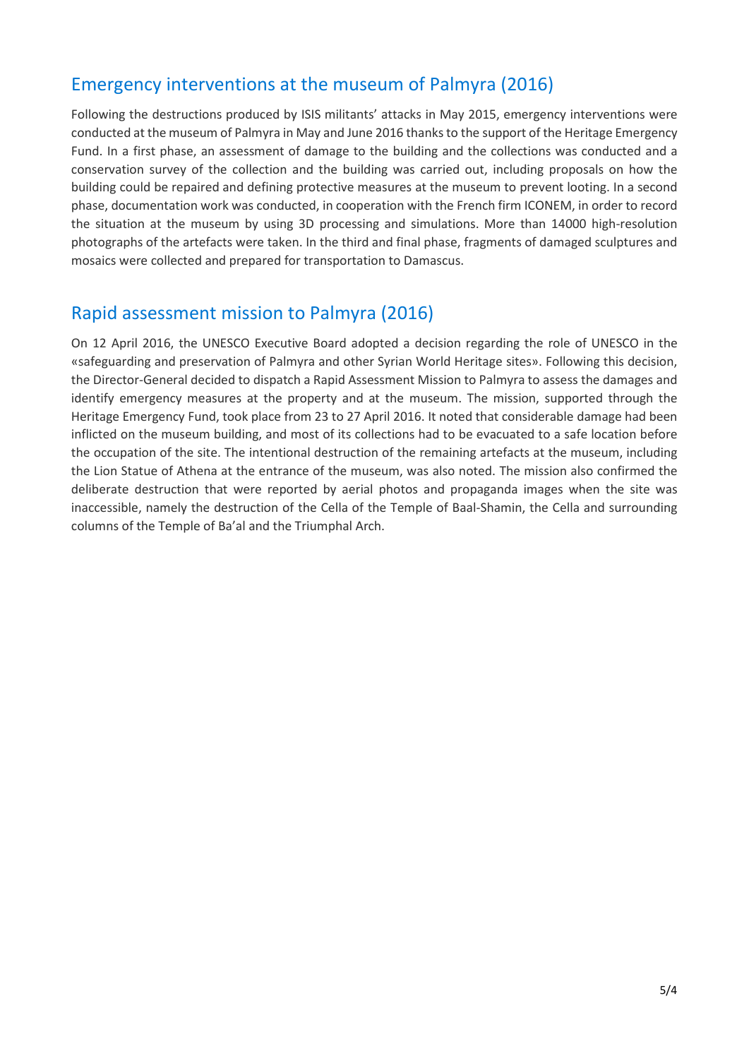## Emergency interventions at the museum of Palmyra (2016)

Following the destructions produced by ISIS militants' attacks in May 2015, emergency interventions were conducted at the museum of Palmyra in May and June 2016 thanks to the support of the Heritage Emergency Fund. In a first phase, an assessment of damage to the building and the collections was conducted and a conservation survey of the collection and the building was carried out, including proposals on how the building could be repaired and defining protective measures at the museum to prevent looting. In a second phase, documentation work was conducted, in cooperation with the French firm ICONEM, in order to record the situation at the museum by using 3D processing and simulations. More than 14000 high-resolution photographs of the artefacts were taken. In the third and final phase, fragments of damaged sculptures and mosaics were collected and prepared for transportation to Damascus.

## Rapid assessment mission to Palmyra (2016)

On 12 April 2016, the UNESCO Executive Board adopted a decision regarding the role of UNESCO in the «safeguarding and preservation of Palmyra and other Syrian World Heritage sites». Following this decision, the Director-General decided to dispatch a Rapid Assessment Mission to Palmyra to assess the damages and identify emergency measures at the property and at the museum. The mission, supported through the Heritage Emergency Fund, took place from 23 to 27 April 2016. It noted that considerable damage had been inflicted on the museum building, and most of its collections had to be evacuated to a safe location before the occupation of the site. The intentional destruction of the remaining artefacts at the museum, including the Lion Statue of Athena at the entrance of the museum, was also noted. The mission also confirmed the deliberate destruction that were reported by aerial photos and propaganda images when the site was inaccessible, namely the destruction of the Cella of the Temple of Baal-Shamin, the Cella and surrounding columns of the Temple of Ba'al and the Triumphal Arch.